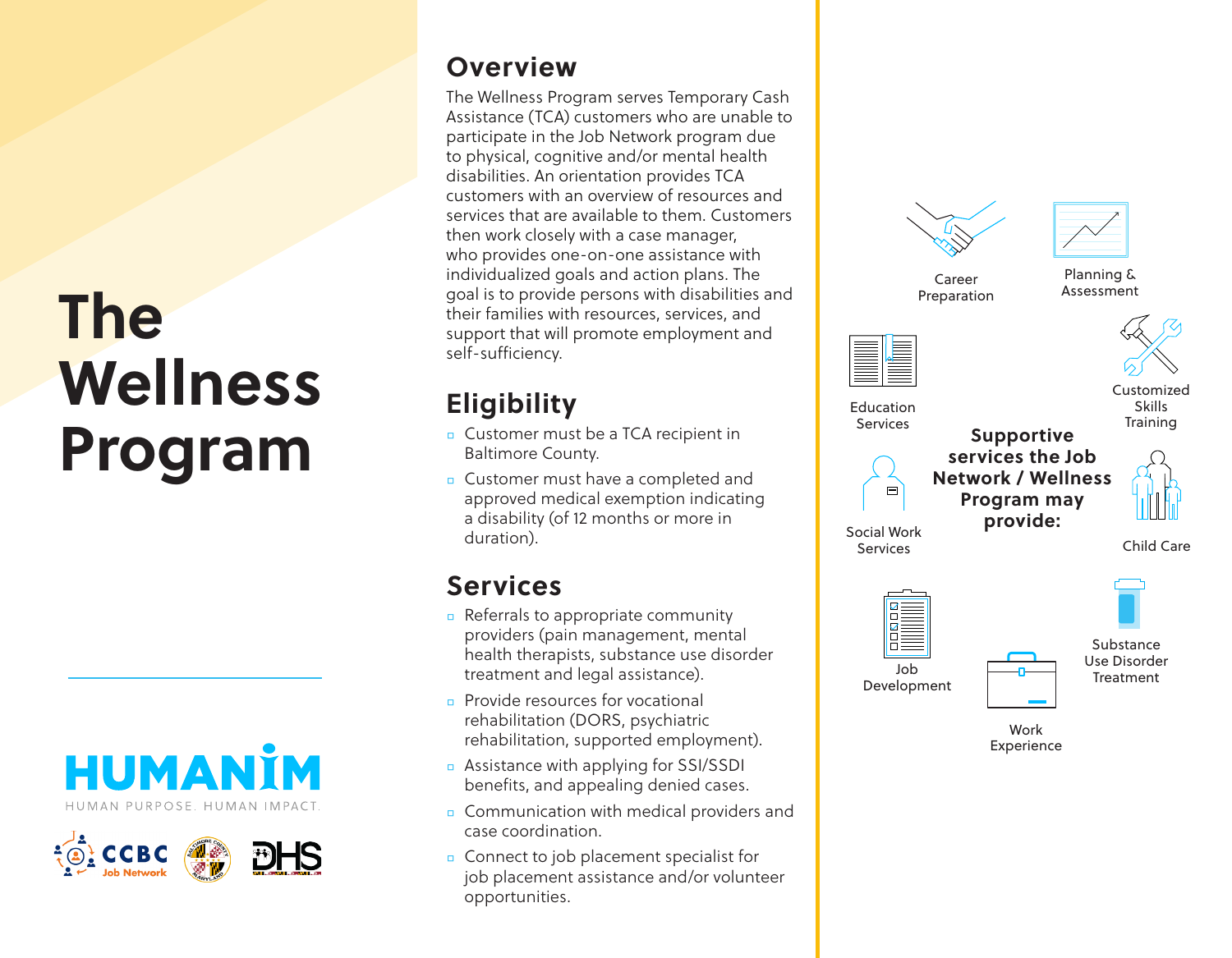# The Wellness Program

HUMANIM

HUMAN PURPOSE. HUMAN IMPACT.

CCBC Job Network

DHS

## Overview

The Wellness Program serves Temporary Cash Assistance (TCA) customers who are unable to participate in the Job Network program due to physical, cognitive and/or mental health disabilities. An orientation provides TCA customers with an overview of resources and services that are available to them. Customers then work closely with a case manager, who provides one-on-one assistance with individualized goals and action plans. The goal is to provide persons with disabilities and their families with resources, services, and support that will promote employment and self-sufficiency.

## Eligibility

- Customer must be a TCA recipient in Baltimore County.
- Customer must have a completed and approved medical exemption indicating a disability (of 12 months or more in duration).

## Services

- Referrals to appropriate community providers (pain management, mental health therapists, substance use disorder treatment and legal assistance).
- Provide resources for vocational rehabilitation (DORS, psychiatric rehabilitation, supported employment).
- Assistance with applying for SSI/SSDI benefits, and appealing denied cases.
- Communication with medical providers and case coordination.
- Connect to job placement specialist for job placement assistance and/or volunteer opportunities.

**Supportive services the Job Network / Wellness Program may provide:**

- Career Preparation
- Planning & Assessment
- Education Services
- Customized Skills Training
- Social Work Services
- Child Care
- Job Development
- Work Experience
- Substance Use Disorder Treatment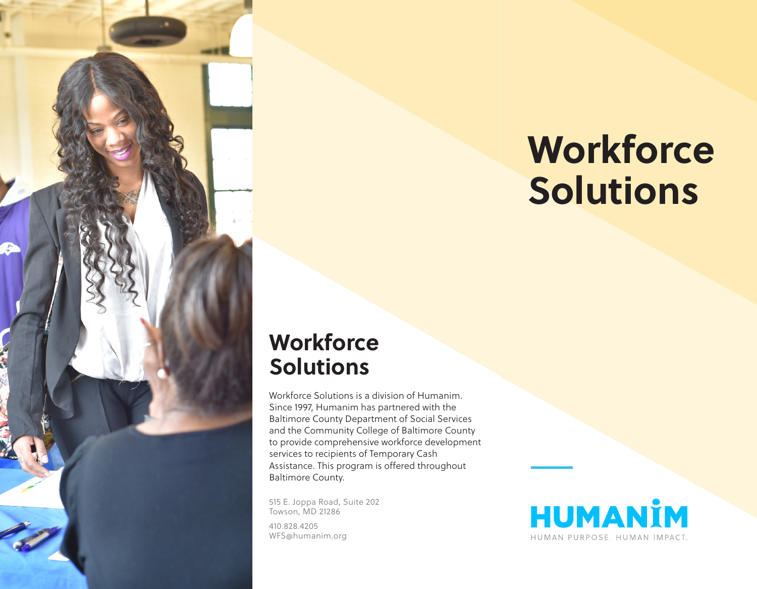# Workforce Solutions

## Workforce Solutions

Workforce Solutions is a division of Humanim. Since 1997, Humanim has partnered with the Baltimore County Department of Social Services and the Community College of Baltimore County to provide comprehensive workforce development services to recipients of Temporary Cash Assistance. This program is offered throughout Baltimore County.

515 E. Joppa Road, Suite 202
Towson, MD 21286

410.828.4205
WFS@humanim.org

HUMANIM
HUMAN PURPOSE. HUMAN IMPACT.